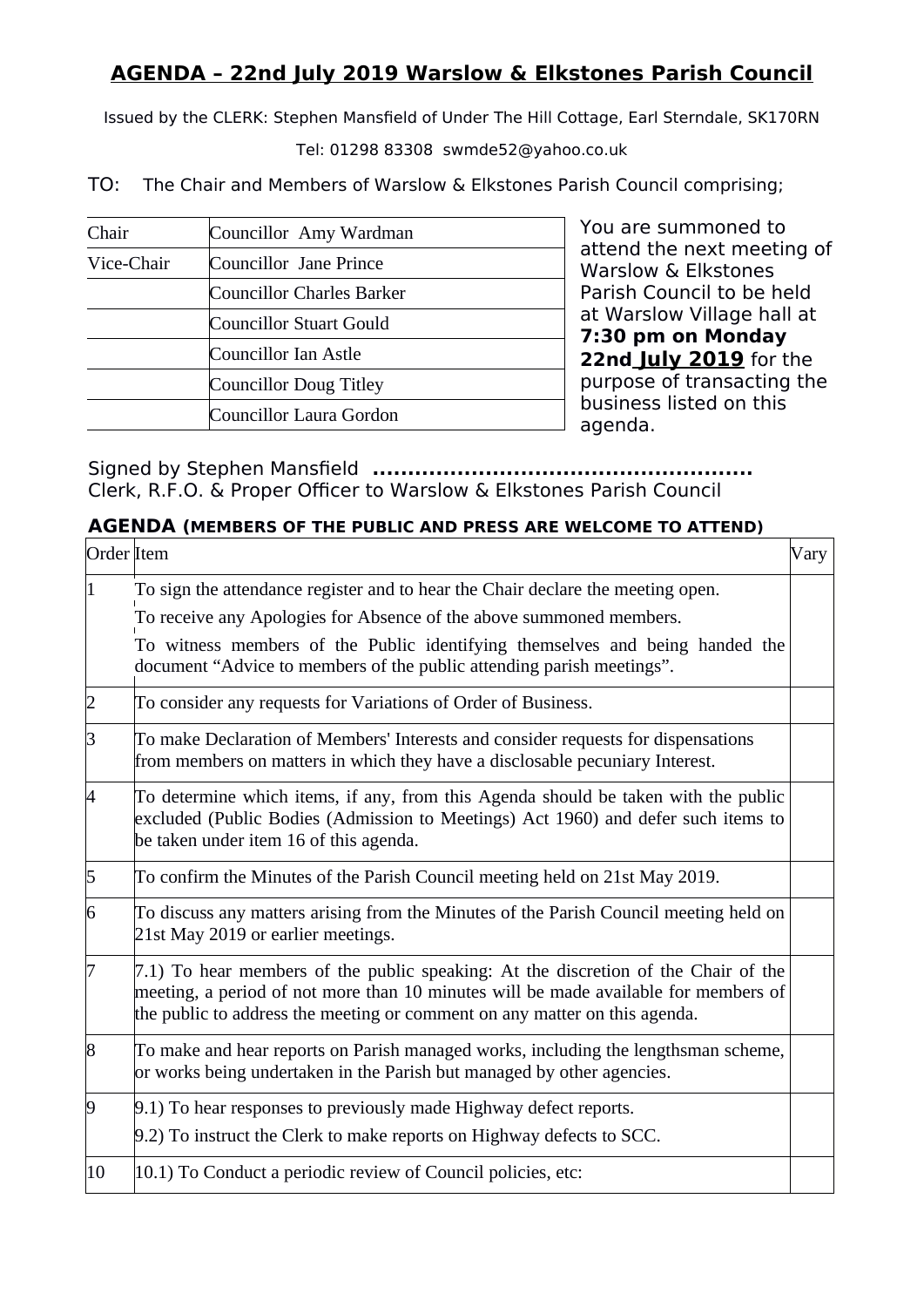# AGENDA – 22nd July 2019 Warslow & Elkstones Parish Council

Issued by the CLERK: Stephen Mansfield of Under The Hill Cottage, Earl Sterndale, SK170RN

Tel: 01298 83308 swmde52@yahoo.co.uk

TO: The Chair and Members of Warslow & Elkstones Parish Council comprising;

| | |
|---|---|
| Chair | Councillor Amy Wardman |
| Vice-Chair | Councillor Jane Prince |
| | Councillor Charles Barker |
| | Councillor Stuart Gould |
| | Councillor Ian Astle |
| | Councillor Doug Titley |
| | Councillor Laura Gordon |

You are summoned to attend the next meeting of Warslow & Elkstones Parish Council to be held at Warslow Village hall at **7:30 pm on Monday 22nd July 2019** for the purpose of transacting the business listed on this agenda.

Signed by Stephen Mansfield **.....................................................**
Clerk, R.F.O. & Proper Officer to Warslow & Elkstones Parish Council

### AGENDA (MEMBERS OF THE PUBLIC AND PRESS ARE WELCOME TO ATTEND)

| Order | Item | Vary |
|---|---|---|
| 1 | To sign the attendance register and to hear the Chair declare the meeting open.<br>To receive any Apologies for Absence of the above summoned members.<br>To witness members of the Public identifying themselves and being handed the document "Advice to members of the public attending parish meetings". | |
| 2 | To consider any requests for Variations of Order of Business. | |
| 3 | To make Declaration of Members' Interests and consider requests for dispensations from members on matters in which they have a disclosable pecuniary Interest. | |
| 4 | To determine which items, if any, from this Agenda should be taken with the public excluded (Public Bodies (Admission to Meetings) Act 1960) and defer such items to be taken under item 16 of this agenda. | |
| 5 | To confirm the Minutes of the Parish Council meeting held on 21st May 2019. | |
| 6 | To discuss any matters arising from the Minutes of the Parish Council meeting held on 21st May 2019 or earlier meetings. | |
| 7 | 7.1) To hear members of the public speaking: At the discretion of the Chair of the meeting, a period of not more than 10 minutes will be made available for members of the public to address the meeting or comment on any matter on this agenda. | |
| 8 | To make and hear reports on Parish managed works, including the lengthsman scheme, or works being undertaken in the Parish but managed by other agencies. | |
| 9 | 9.1) To hear responses to previously made Highway defect reports.<br>9.2) To instruct the Clerk to make reports on Highway defects to SCC. | |
| 10 | 10.1) To Conduct a periodic review of Council policies, etc: | |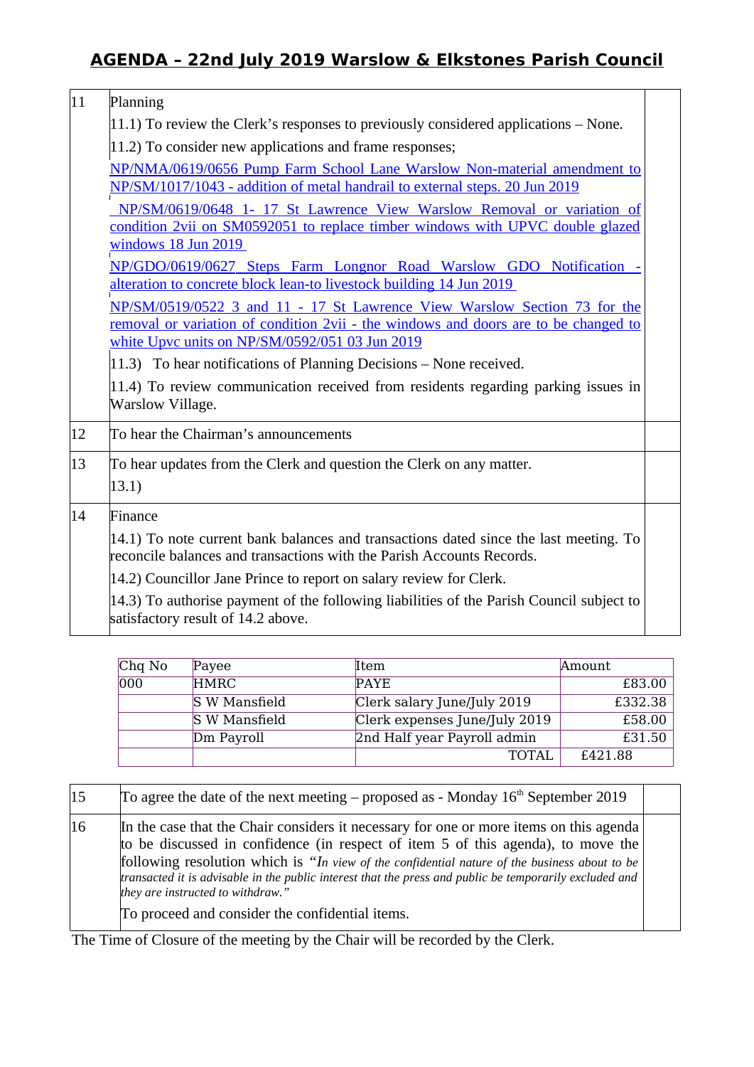## AGENDA – 22nd July 2019 Warslow & Elkstones Parish Council

| | | |
|---|---|---|
| 11 | Planning<br>11.1) To review the Clerk's responses to previously considered applications – None.<br>11.2) To consider new applications and frame responses;<br>NP/NMA/0619/0656 Pump Farm School Lane Warslow Non-material amendment to NP/SM/1017/1043 - addition of metal handrail to external steps. 20 Jun 2019<br>NP/SM/0619/0648 1- 17 St Lawrence View Warslow Removal or variation of condition 2vii on SM0592051 to replace timber windows with UPVC double glazed windows 18 Jun 2019<br>NP/GDO/0619/0627 Steps Farm Longnor Road Warslow GDO Notification - alteration to concrete block lean-to livestock building 14 Jun 2019<br>NP/SM/0519/0522 3 and 11 - 17 St Lawrence View Warslow Section 73 for the removal or variation of condition 2vii - the windows and doors are to be changed to white Upvc units on NP/SM/0592/051 03 Jun 2019<br>11.3) To hear notifications of Planning Decisions – None received.<br>11.4) To review communication received from residents regarding parking issues in Warslow Village. | |
| 12 | To hear the Chairman's announcements | |
| 13 | To hear updates from the Clerk and question the Clerk on any matter.<br>13.1) | |
| 14 | Finance<br>14.1) To note current bank balances and transactions dated since the last meeting. To reconcile balances and transactions with the Parish Accounts Records.<br>14.2) Councillor Jane Prince to report on salary review for Clerk.<br>14.3) To authorise payment of the following liabilities of the Parish Council subject to satisfactory result of 14.2 above. | |

| Chq No | Payee | Item | Amount |
|---|---|---|---|
| 000 | HMRC | PAYE | £83.00 |
| | S W Mansfield | Clerk salary June/July 2019 | £332.38 |
| | S W Mansfield | Clerk expenses June/July 2019 | £58.00 |
| | Dm Payroll | 2nd Half year Payroll admin | £31.50 |
| | | TOTAL | £421.88 |

| | | |
|---|---|---|
| 15 | To agree the date of the next meeting – proposed as - Monday 16th September 2019 | |
| 16 | In the case that the Chair considers it necessary for one or more items on this agenda to be discussed in confidence (in respect of item 5 of this agenda), to move the following resolution which is *"In view of the confidential nature of the business about to be transacted it is advisable in the public interest that the press and public be temporarily excluded and they are instructed to withdraw."*<br>To proceed and consider the confidential items. | |

The Time of Closure of the meeting by the Chair will be recorded by the Clerk.